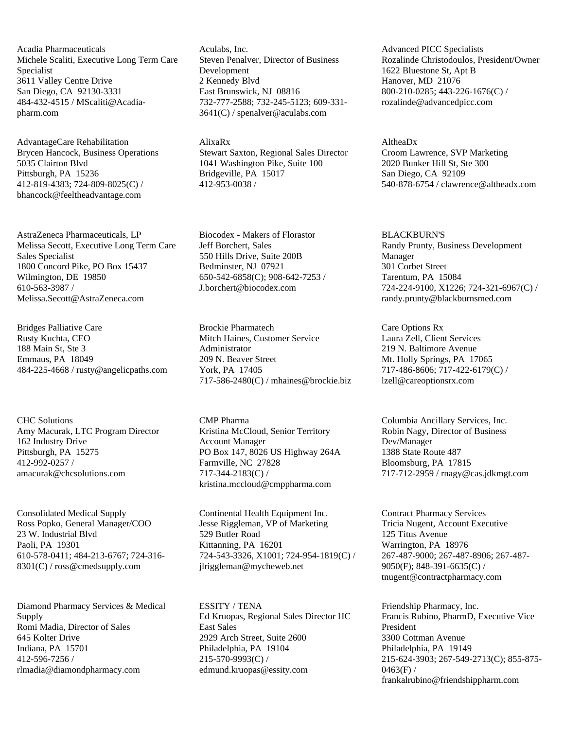Acadia Pharmaceuticals
Michele Scaliti, Executive Long Term Care Specialist
3611 Valley Centre Drive
San Diego, CA 92130-3331
484-432-4515 / MScaliti@Acadia-pharm.com

Aculabs, Inc.
Steven Penalver, Director of Business Development
2 Kennedy Blvd
East Brunswick, NJ 08816
732-777-2588; 732-245-5123; 609-331-3641(C) / spenalver@aculabs.com

Advanced PICC Specialists
Rozalinde Christodoulos, President/Owner
1622 Bluestone St, Apt B
Hanover, MD 21076
800-210-0285; 443-226-1676(C) / rozalinde@advancedpicc.com

AdvantageCare Rehabilitation
Brycen Hancock, Business Operations
5035 Clairton Blvd
Pittsburgh, PA 15236
412-819-4383; 724-809-8025(C) / bhancock@feeltheadvantage.com

AlixaRx
Stewart Saxton, Regional Sales Director
1041 Washington Pike, Suite 100
Bridgeville, PA 15017
412-953-0038 /

AltheaDx
Croom Lawrence, SVP Marketing
2020 Bunker Hill St, Ste 300
San Diego, CA 92109
540-878-6754 / clawrence@altheadx.com

AstraZeneca Pharmaceuticals, LP
Melissa Secott, Executive Long Term Care Sales Specialist
1800 Concord Pike, PO Box 15437
Wilmington, DE 19850
610-563-3987 / Melissa.Secott@AstraZeneca.com

Biocodex - Makers of Florastor
Jeff Borchert, Sales
550 Hills Drive, Suite 200B
Bedminster, NJ 07921
650-542-6858(C); 908-642-7253 / J.borchert@biocodex.com

BLACKBURN'S
Randy Prunty, Business Development Manager
301 Corbet Street
Tarentum, PA 15084
724-224-9100, X1226; 724-321-6967(C) / randy.prunty@blackburnsmed.com

Bridges Palliative Care
Rusty Kuchta, CEO
188 Main St, Ste 3
Emmaus, PA 18049
484-225-4668 / rusty@angelicpaths.com

Brockie Pharmatech
Mitch Haines, Customer Service Administrator
209 N. Beaver Street
York, PA 17405
717-586-2480(C) / mhaines@brockie.biz

Care Options Rx
Laura Zell, Client Services
219 N. Baltimore Avenue
Mt. Holly Springs, PA 17065
717-486-8606; 717-422-6179(C) / lzell@careoptionsrx.com

CHC Solutions
Amy Macurak, LTC Program Director
162 Industry Drive
Pittsburgh, PA 15275
412-992-0257 / amacurak@chcsolutions.com

CMP Pharma
Kristina McCloud, Senior Territory Account Manager
PO Box 147, 8026 US Highway 264A
Farmville, NC 27828
717-344-2183(C) / kristina.mccloud@cmppharma.com

Columbia Ancillary Services, Inc.
Robin Nagy, Director of Business Dev/Manager
1388 State Route 487
Bloomsburg, PA 17815
717-712-2959 / rnagy@cas.jdkmgt.com

Consolidated Medical Supply
Ross Popko, General Manager/COO
23 W. Industrial Blvd
Paoli, PA 19301
610-578-0411; 484-213-6767; 724-316-8301(C) / ross@cmedsupply.com

Continental Health Equipment Inc.
Jesse Riggleman, VP of Marketing
529 Butler Road
Kittanning, PA 16201
724-543-3326, X1001; 724-954-1819(C) / jlriggleman@mycheweb.net

Contract Pharmacy Services
Tricia Nugent, Account Executive
125 Titus Avenue
Warrington, PA 18976
267-487-9000; 267-487-8906; 267-487-9050(F); 848-391-6635(C) / tnugent@contractpharmacy.com

Diamond Pharmacy Services & Medical Supply
Romi Madia, Director of Sales
645 Kolter Drive
Indiana, PA 15701
412-596-7256 / rlmadia@diamondpharmacy.com

ESSITY / TENA
Ed Kruopas, Regional Sales Director HC East Sales
2929 Arch Street, Suite 2600
Philadelphia, PA 19104
215-570-9993(C) / edmund.kruopas@essity.com

Friendship Pharmacy, Inc.
Francis Rubino, PharmD, Executive Vice President
3300 Cottman Avenue
Philadelphia, PA 19149
215-624-3903; 267-549-2713(C); 855-875-0463(F) / frankalrubino@friendshippharm.com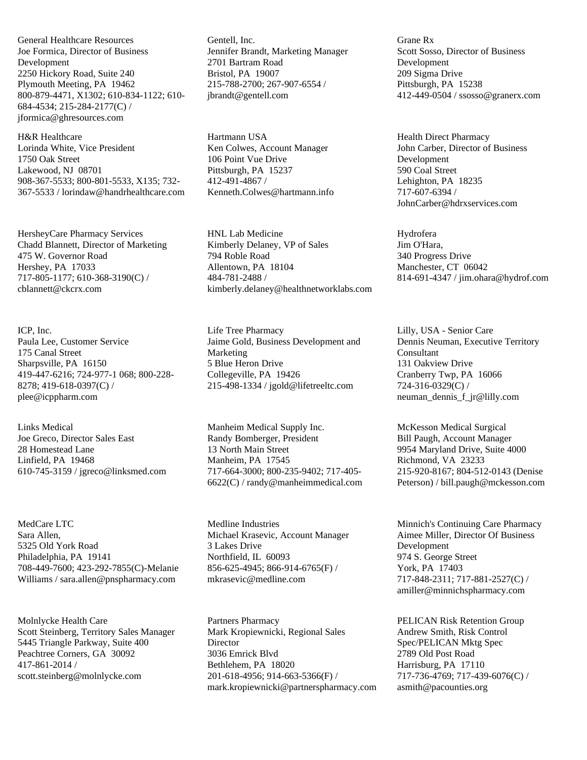General Healthcare Resources
Joe Formica, Director of Business Development
2250 Hickory Road, Suite 240
Plymouth Meeting, PA 19462
800-879-4471, X1302; 610-834-1122; 610-684-4534; 215-284-2177(C) / jformica@ghresources.com

Gentell, Inc.
Jennifer Brandt, Marketing Manager
2701 Bartram Road
Bristol, PA 19007
215-788-2700; 267-907-6554 / jbrandt@gentell.com

Grane Rx
Scott Sosso, Director of Business Development
209 Sigma Drive
Pittsburgh, PA 15238
412-449-0504 / ssosso@granerx.com

H&R Healthcare
Lorinda White, Vice President
1750 Oak Street
Lakewood, NJ 08701
908-367-5533; 800-801-5533, X135; 732-367-5533 / lorindaw@handrhealthcare.com

Hartmann USA
Ken Colwes, Account Manager
106 Point Vue Drive
Pittsburgh, PA 15237
412-491-4867 / Kenneth.Colwes@hartmann.info

Health Direct Pharmacy
John Carber, Director of Business Development
590 Coal Street
Lehighton, PA 18235
717-607-6394 / JohnCarber@hdrxservices.com

HersheyCare Pharmacy Services
Chadd Blannett, Director of Marketing
475 W. Governor Road
Hershey, PA 17033
717-805-1177; 610-368-3190(C) / cblannett@ckcrx.com

HNL Lab Medicine
Kimberly Delaney, VP of Sales
794 Roble Road
Allentown, PA 18104
484-781-2488 / kimberly.delaney@healthnetworklabs.com

Hydrofera
Jim O'Hara,
340 Progress Drive
Manchester, CT 06042
814-691-4347 / jim.ohara@hydrof.com

ICP, Inc.
Paula Lee, Customer Service
175 Canal Street
Sharpsville, PA 16150
419-447-6216; 724-977-1 068; 800-228-8278; 419-618-0397(C) / plee@icppharm.com

Life Tree Pharmacy
Jaime Gold, Business Development and Marketing
5 Blue Heron Drive
Collegeville, PA 19426
215-498-1334 / jgold@lifetreeltc.com

Lilly, USA - Senior Care
Dennis Neuman, Executive Territory Consultant
131 Oakview Drive
Cranberry Twp, PA 16066
724-316-0329(C) / neuman_dennis_f_jr@lilly.com

Links Medical
Joe Greco, Director Sales East
28 Homestead Lane
Linfield, PA 19468
610-745-3159 / jgreco@linksmed.com

Manheim Medical Supply Inc.
Randy Bomberger, President
13 North Main Street
Manheim, PA 17545
717-664-3000; 800-235-9402; 717-405-6622(C) / randy@manheimmedical.com

McKesson Medical Surgical
Bill Paugh, Account Manager
9954 Maryland Drive, Suite 4000
Richmond, VA 23233
215-920-8167; 804-512-0143 (Denise Peterson) / bill.paugh@mckesson.com

MedCare LTC
Sara Allen,
5325 Old York Road
Philadelphia, PA 19141
708-449-7600; 423-292-7855(C)-Melanie Williams / sara.allen@pnspharmacy.com

Medline Industries
Michael Krasevic, Account Manager
3 Lakes Drive
Northfield, IL 60093
856-625-4945; 866-914-6765(F) / mkrasevic@medline.com

Minnich's Continuing Care Pharmacy
Aimee Miller, Director Of Business Development
974 S. George Street
York, PA 17403
717-848-2311; 717-881-2527(C) / amiller@minnichspharmacy.com

Molnlycke Health Care
Scott Steinberg, Territory Sales Manager
5445 Triangle Parkway, Suite 400
Peachtree Corners, GA 30092
417-861-2014 / scott.steinberg@molnlycke.com

Partners Pharmacy
Mark Kropiewnicki, Regional Sales Director
3036 Emrick Blvd
Bethlehem, PA 18020
201-618-4956; 914-663-5366(F) / mark.kropiewnicki@partnerspharmacy.com

PELICAN Risk Retention Group
Andrew Smith, Risk Control Spec/PELICAN Mktg Spec
2789 Old Post Road
Harrisburg, PA 17110
717-736-4769; 717-439-6076(C) / asmith@pacounties.org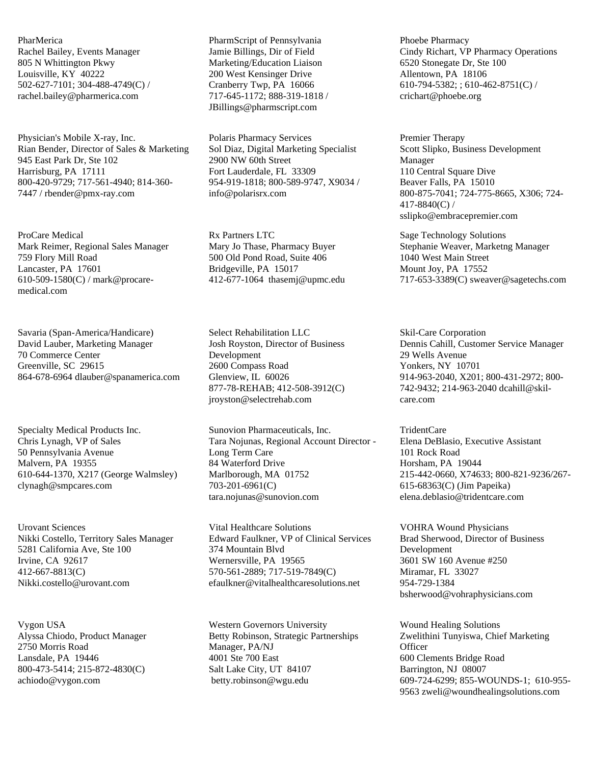PharMerica
Rachel Bailey, Events Manager
805 N Whittington Pkwy
Louisville, KY  40222
502-627-7101; 304-488-4749(C) / rachel.bailey@pharmerica.com

PharmScript of Pennsylvania
Jamie Billings, Dir of Field Marketing/Education Liaison
200 West Kensinger Drive
Cranberry Twp, PA  16066
717-645-1172; 888-319-1818 / JBillings@pharmscript.com

Phoebe Pharmacy
Cindy Richart, VP Pharmacy Operations
6520 Stonegate Dr, Ste 100
Allentown, PA  18106
610-794-5382; ; 610-462-8751(C) / crichart@phoebe.org

Physician's Mobile X-ray, Inc.
Rian Bender, Director of Sales & Marketing
945 East Park Dr, Ste 102
Harrisburg, PA  17111
800-420-9729; 717-561-4940; 814-360-7447 / rbender@pmx-ray.com

Polaris Pharmacy Services
Sol Diaz, Digital Marketing Specialist
2900 NW 60th Street
Fort Lauderdale, FL  33309
954-919-1818; 800-589-9747, X9034 / info@polarisrx.com

Premier Therapy
Scott Slipko, Business Development Manager
110 Central Square Dive
Beaver Falls, PA  15010
800-875-7041; 724-775-8665, X306; 724-417-8840(C) / sslipko@embracepremier.com

ProCare Medical
Mark Reimer, Regional Sales Manager
759 Flory Mill Road
Lancaster, PA  17601
610-509-1580(C) / mark@procare-medical.com

Rx Partners LTC
Mary Jo Thase, Pharmacy Buyer
500 Old Pond Road, Suite 406
Bridgeville, PA  15017
412-677-1064  thasemj@upmc.edu

Sage Technology Solutions
Stephanie Weaver, Marketng Manager
1040 West Main Street
Mount Joy, PA  17552
717-653-3389(C) sweaver@sagetechs.com

Savaria (Span-America/Handicare)
David Lauber, Marketing Manager
70 Commerce Center
Greenville, SC  29615
864-678-6964 dlauber@spanamerica.com

Select Rehabilitation LLC
Josh Royston, Director of Business Development
2600 Compass Road
Glenview, IL  60026
877-78-REHAB; 412-508-3912(C) jroyston@selectrehab.com

Skil-Care Corporation
Dennis Cahill, Customer Service Manager
29 Wells Avenue
Yonkers, NY  10701
914-963-2040, X201; 800-431-2972; 800-742-9432; 214-963-2040 dcahill@skil-care.com

Specialty Medical Products Inc.
Chris Lynagh, VP of Sales
50 Pennsylvania Avenue
Malvern, PA  19355
610-644-1370, X217 (George Walmsley)
clynagh@smpcares.com

Sunovion Pharmaceuticals, Inc.
Tara Nojunas, Regional Account Director - Long Term Care
84 Waterford Drive
Marlborough, MA  01752
703-201-6961(C)
tara.nojunas@sunovion.com

TridentCare
Elena DeBlasio, Executive Assistant
101 Rock Road
Horsham, PA  19044
215-442-0660, X74633; 800-821-9236/267-615-68363(C) (Jim Papeika)
elena.deblasio@tridentcare.com

Urovant Sciences
Nikki Costello, Territory Sales Manager
5281 California Ave, Ste 100
Irvine, CA  92617
412-667-8813(C)
Nikki.costello@urovant.com

Vital Healthcare Solutions
Edward Faulkner, VP of Clinical Services
374 Mountain Blvd
Wernersville, PA  19565
570-561-2889; 717-519-7849(C)
efaulkner@vitalhealthcaresolutions.net

VOHRA Wound Physicians
Brad Sherwood, Director of Business Development
3601 SW 160 Avenue #250
Miramar, FL  33027
954-729-1384
bsherwood@vohraphysicians.com

Vygon USA
Alyssa Chiodo, Product Manager
2750 Morris Road
Lansdale, PA  19446
800-473-5414; 215-872-4830(C)
achiodo@vygon.com

Western Governors University
Betty Robinson, Strategic Partnerships Manager, PA/NJ
4001 Ste 700 East
Salt Lake City, UT  84107
betty.robinson@wgu.edu

Wound Healing Solutions
Zwelithini Tunyiswa, Chief Marketing Officer
600 Clements Bridge Road
Barrington, NJ  08007
609-724-6299; 855-WOUNDS-1;  610-955-9563 zweli@woundhealingsolutions.com